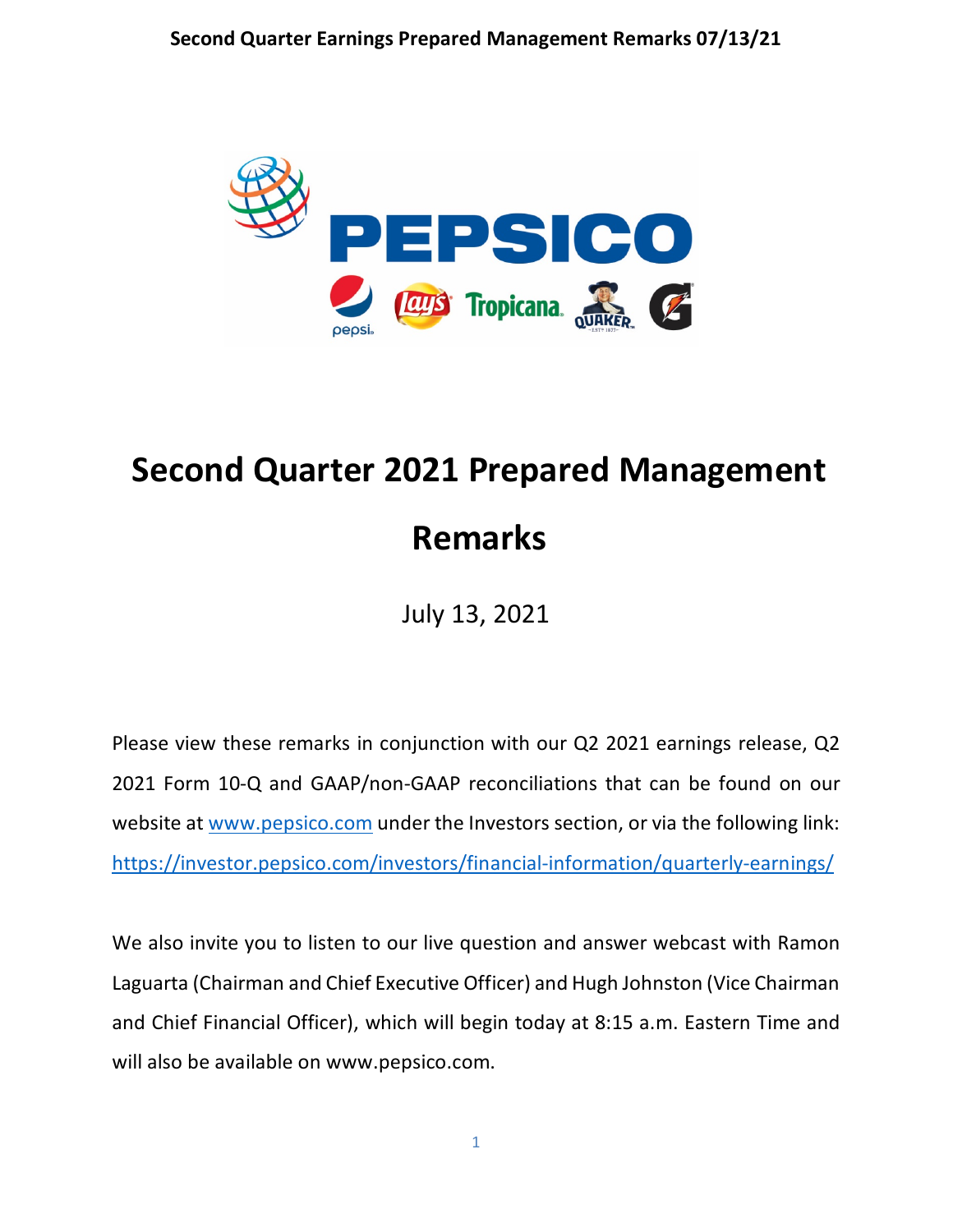# Second Quarter 2021 Prepared Management Remarks

July 13, 2021

Please view these remarks in conjunction with our Q2 2021 earnings release, Q2 2021 Form 10-Q and GAAP/non-GAAP reconciliations that can be found on our website at www.pepsico.com under the Investors section, or via the following link: https://investor.pepsico.com/investors/financial-information/quarterly-earnings/

We also invite you to listen to our live question and answer webcast with Ramon Laguarta (Chairman and Chief Executive Officer) and Hugh Johnston (Vice Chairman and Chief Financial Officer), which will begin today at 8:15 a.m. Eastern Time and will also be available on www.pepsico.com.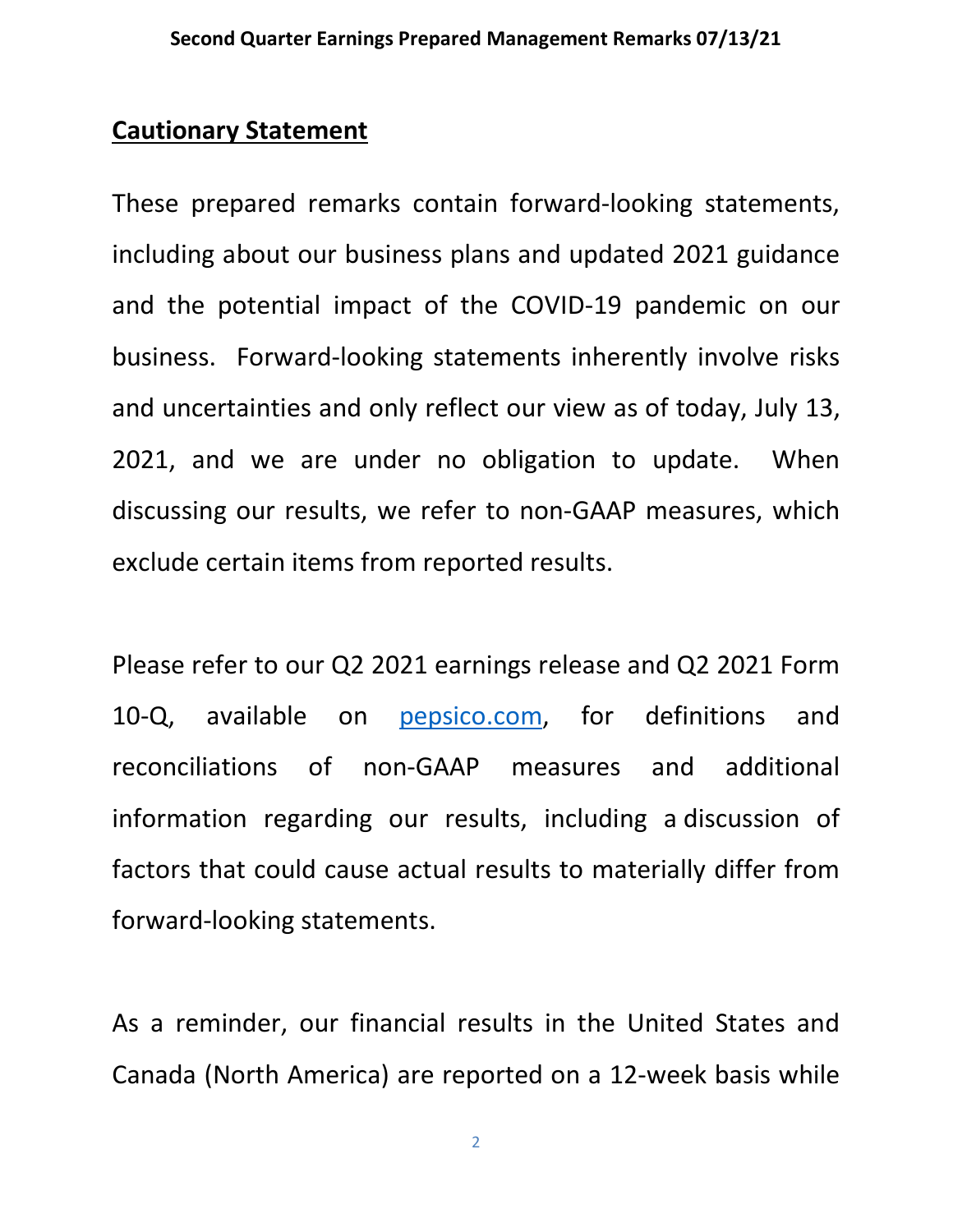## Cautionary Statement

These prepared remarks contain forward-looking statements, including about our business plans and updated 2021 guidance and the potential impact of the COVID-19 pandemic on our business. Forward-looking statements inherently involve risks and uncertainties and only reflect our view as of today, July 13, 2021, and we are under no obligation to update. When discussing our results, we refer to non-GAAP measures, which exclude certain items from reported results.

Please refer to our Q2 2021 earnings release and Q2 2021 Form 10-Q, available on [pepsico.com](pepsico.com), for definitions and reconciliations of non-GAAP measures and additional information regarding our results, including a discussion of factors that could cause actual results to materially differ from forward-looking statements.

As a reminder, our financial results in the United States and Canada (North America) are reported on a 12-week basis while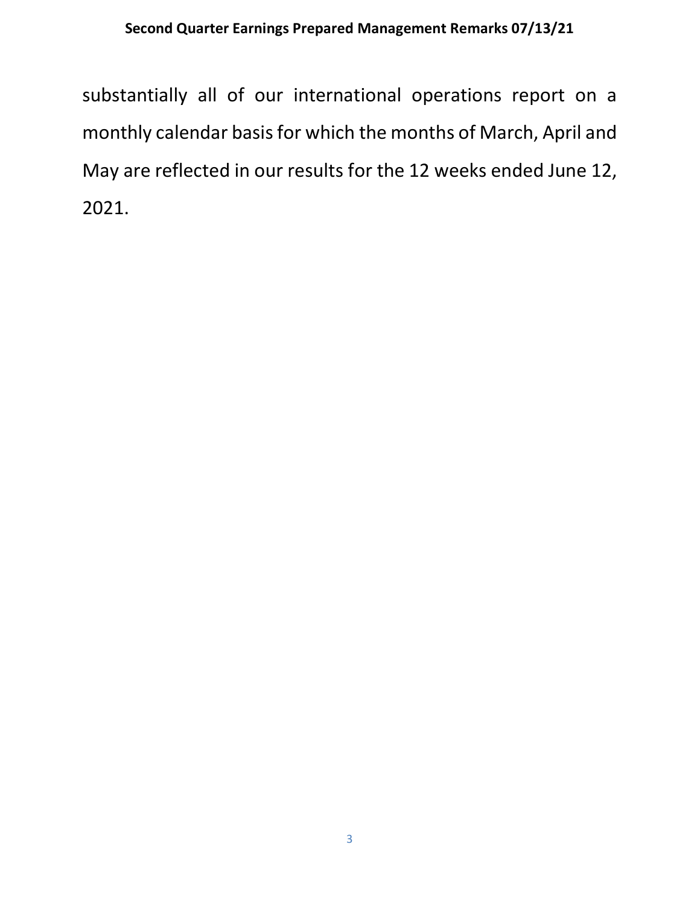substantially all of our international operations report on a monthly calendar basis for which the months of March, April and May are reflected in our results for the 12 weeks ended June 12, 2021.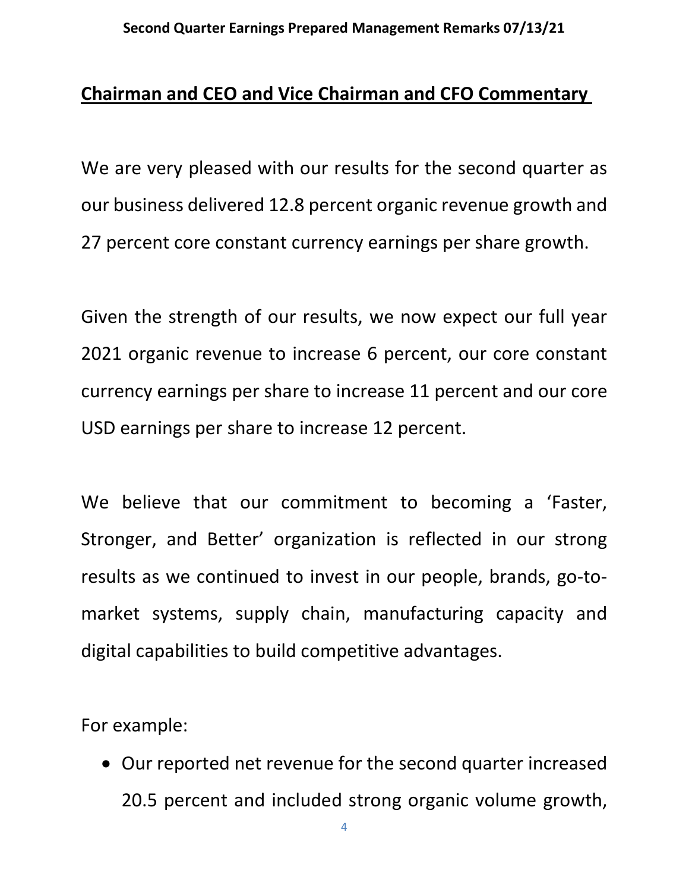## Chairman and CEO and Vice Chairman and CFO Commentary

We are very pleased with our results for the second quarter as our business delivered 12.8 percent organic revenue growth and 27 percent core constant currency earnings per share growth.

Given the strength of our results, we now expect our full year 2021 organic revenue to increase 6 percent, our core constant currency earnings per share to increase 11 percent and our core USD earnings per share to increase 12 percent.

We believe that our commitment to becoming a 'Faster, Stronger, and Better' organization is reflected in our strong results as we continued to invest in our people, brands, go-to-market systems, supply chain, manufacturing capacity and digital capabilities to build competitive advantages.

For example:

- Our reported net revenue for the second quarter increased 20.5 percent and included strong organic volume growth,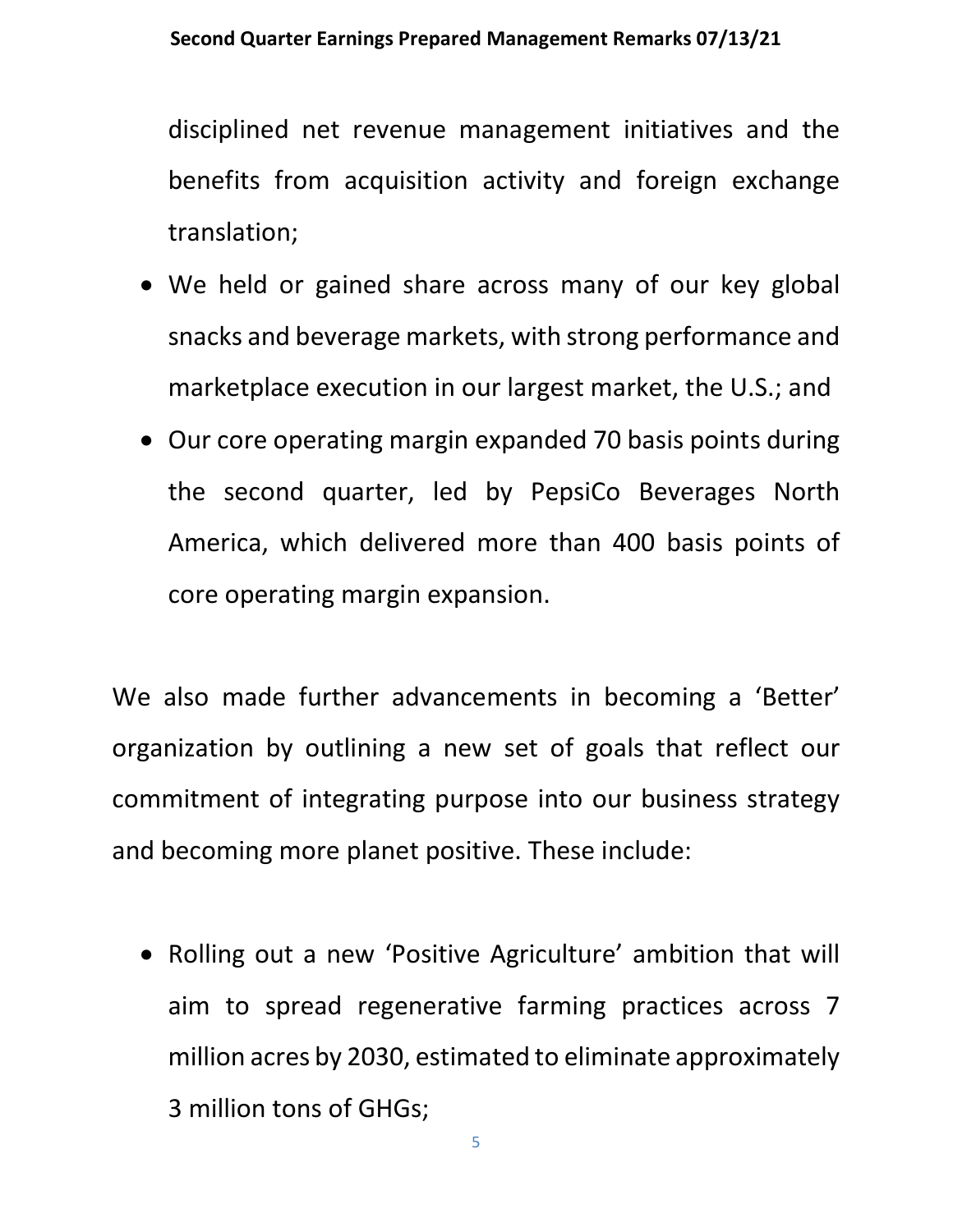disciplined net revenue management initiatives and the benefits from acquisition activity and foreign exchange translation;

- We held or gained share across many of our key global snacks and beverage markets, with strong performance and marketplace execution in our largest market, the U.S.; and
- Our core operating margin expanded 70 basis points during the second quarter, led by PepsiCo Beverages North America, which delivered more than 400 basis points of core operating margin expansion.

We also made further advancements in becoming a 'Better' organization by outlining a new set of goals that reflect our commitment of integrating purpose into our business strategy and becoming more planet positive. These include:

- Rolling out a new 'Positive Agriculture' ambition that will aim to spread regenerative farming practices across 7 million acres by 2030, estimated to eliminate approximately 3 million tons of GHGs;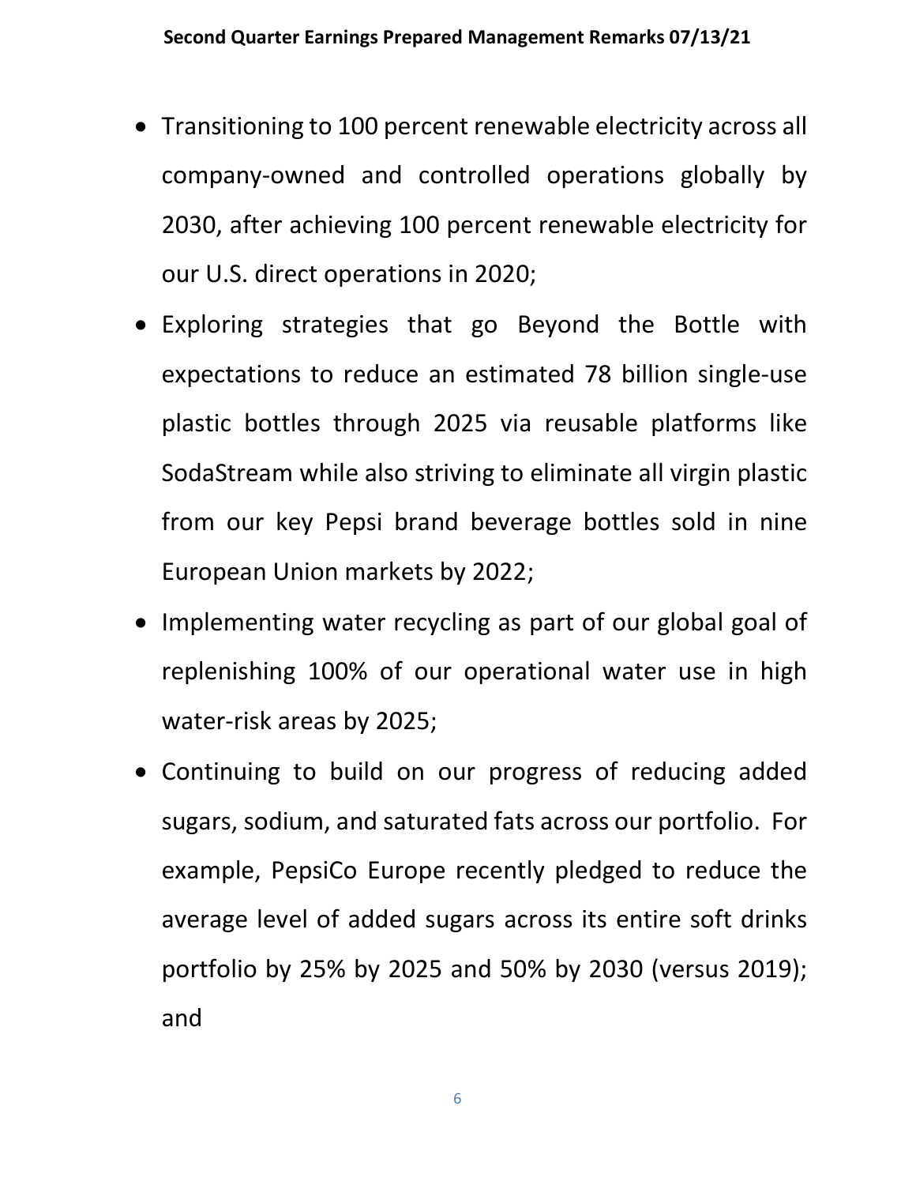- Transitioning to 100 percent renewable electricity across all company-owned and controlled operations globally by 2030, after achieving 100 percent renewable electricity for our U.S. direct operations in 2020;
- Exploring strategies that go Beyond the Bottle with expectations to reduce an estimated 78 billion single-use plastic bottles through 2025 via reusable platforms like SodaStream while also striving to eliminate all virgin plastic from our key Pepsi brand beverage bottles sold in nine European Union markets by 2022;
- Implementing water recycling as part of our global goal of replenishing 100% of our operational water use in high water-risk areas by 2025;
- Continuing to build on our progress of reducing added sugars, sodium, and saturated fats across our portfolio. For example, PepsiCo Europe recently pledged to reduce the average level of added sugars across its entire soft drinks portfolio by 25% by 2025 and 50% by 2030 (versus 2019); and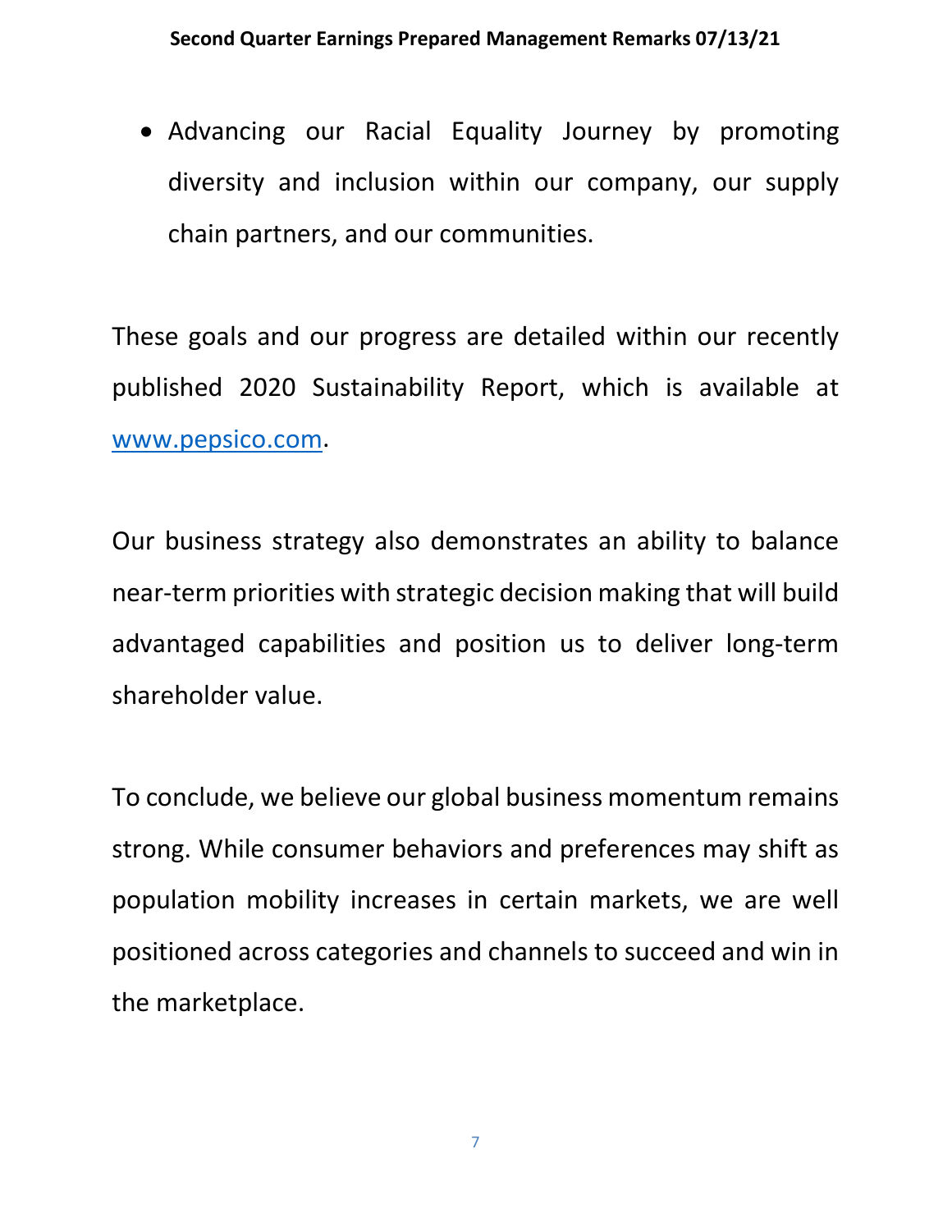- Advancing our Racial Equality Journey by promoting diversity and inclusion within our company, our supply chain partners, and our communities.

These goals and our progress are detailed within our recently published 2020 Sustainability Report, which is available at [www.pepsico.com](http://www.pepsico.com).

Our business strategy also demonstrates an ability to balance near-term priorities with strategic decision making that will build advantaged capabilities and position us to deliver long-term shareholder value.

To conclude, we believe our global business momentum remains strong. While consumer behaviors and preferences may shift as population mobility increases in certain markets, we are well positioned across categories and channels to succeed and win in the marketplace.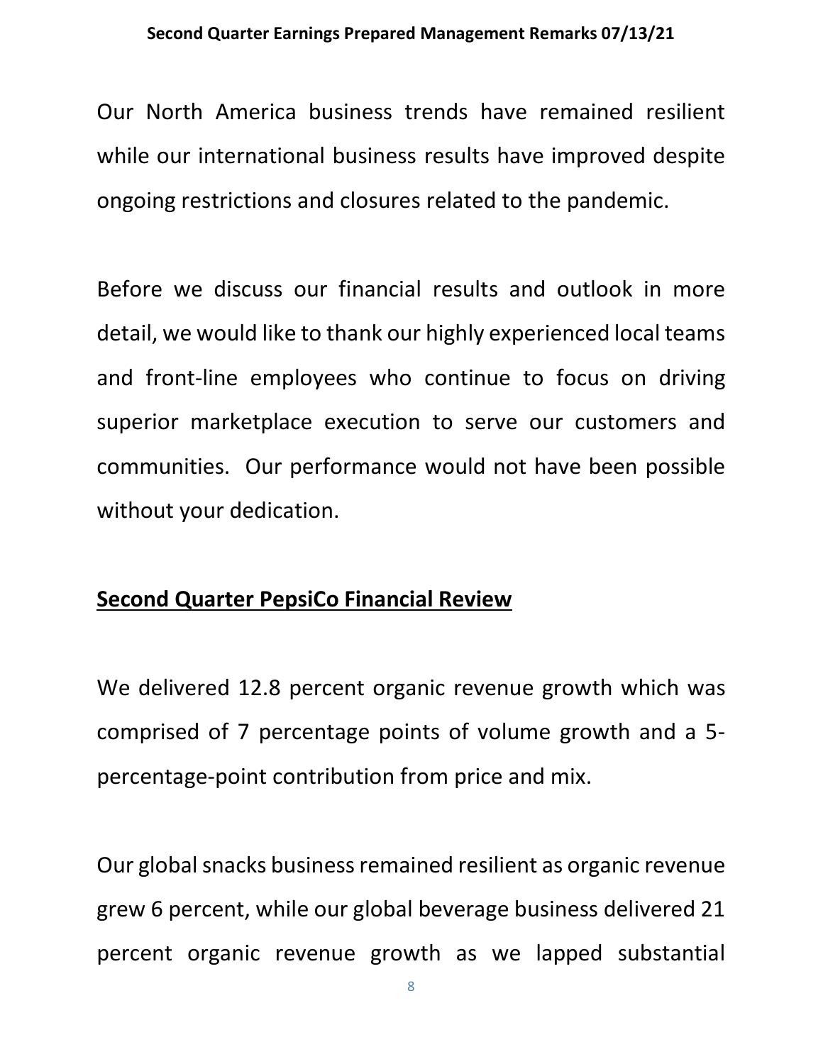Our North America business trends have remained resilient while our international business results have improved despite ongoing restrictions and closures related to the pandemic.

Before we discuss our financial results and outlook in more detail, we would like to thank our highly experienced local teams and front-line employees who continue to focus on driving superior marketplace execution to serve our customers and communities. Our performance would not have been possible without your dedication.

## Second Quarter PepsiCo Financial Review

We delivered 12.8 percent organic revenue growth which was comprised of 7 percentage points of volume growth and a 5-percentage-point contribution from price and mix.

Our global snacks business remained resilient as organic revenue grew 6 percent, while our global beverage business delivered 21 percent organic revenue growth as we lapped substantial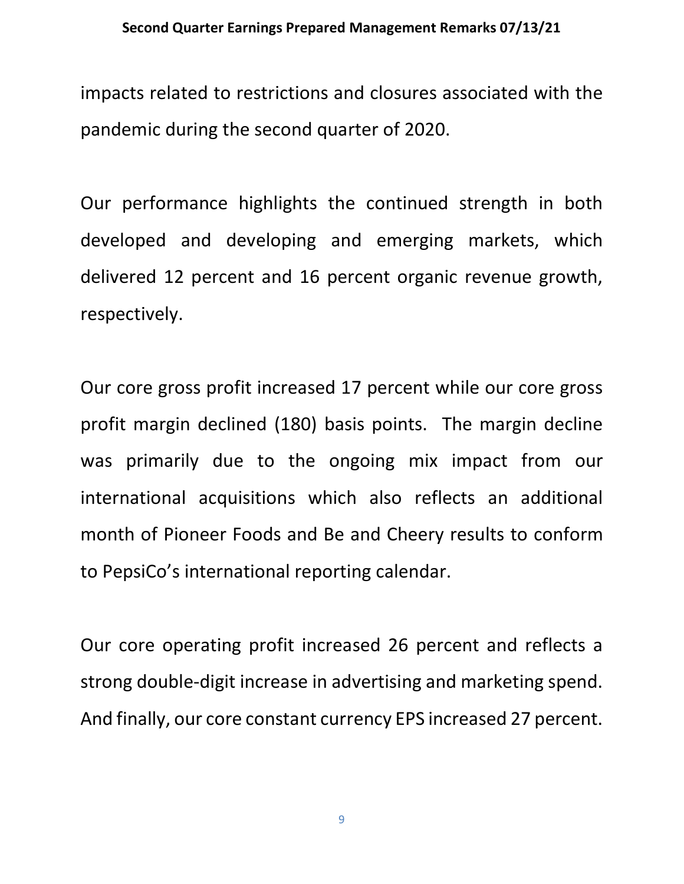impacts related to restrictions and closures associated with the pandemic during the second quarter of 2020.

Our performance highlights the continued strength in both developed and developing and emerging markets, which delivered 12 percent and 16 percent organic revenue growth, respectively.

Our core gross profit increased 17 percent while our core gross profit margin declined (180) basis points. The margin decline was primarily due to the ongoing mix impact from our international acquisitions which also reflects an additional month of Pioneer Foods and Be and Cheery results to conform to PepsiCo's international reporting calendar.

Our core operating profit increased 26 percent and reflects a strong double-digit increase in advertising and marketing spend. And finally, our core constant currency EPS increased 27 percent.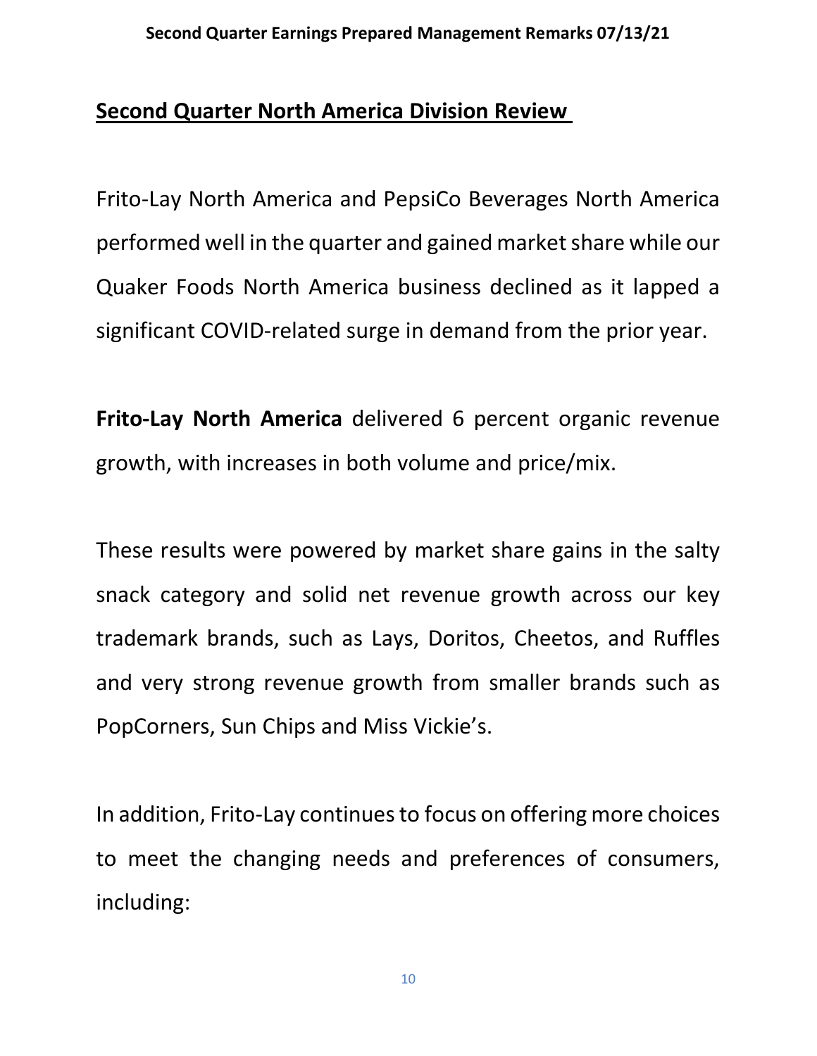## Second Quarter North America Division Review

Frito-Lay North America and PepsiCo Beverages North America performed well in the quarter and gained market share while our Quaker Foods North America business declined as it lapped a significant COVID-related surge in demand from the prior year.

**Frito-Lay North America** delivered 6 percent organic revenue growth, with increases in both volume and price/mix.

These results were powered by market share gains in the salty snack category and solid net revenue growth across our key trademark brands, such as Lays, Doritos, Cheetos, and Ruffles and very strong revenue growth from smaller brands such as PopCorners, Sun Chips and Miss Vickie's.

In addition, Frito-Lay continues to focus on offering more choices to meet the changing needs and preferences of consumers, including: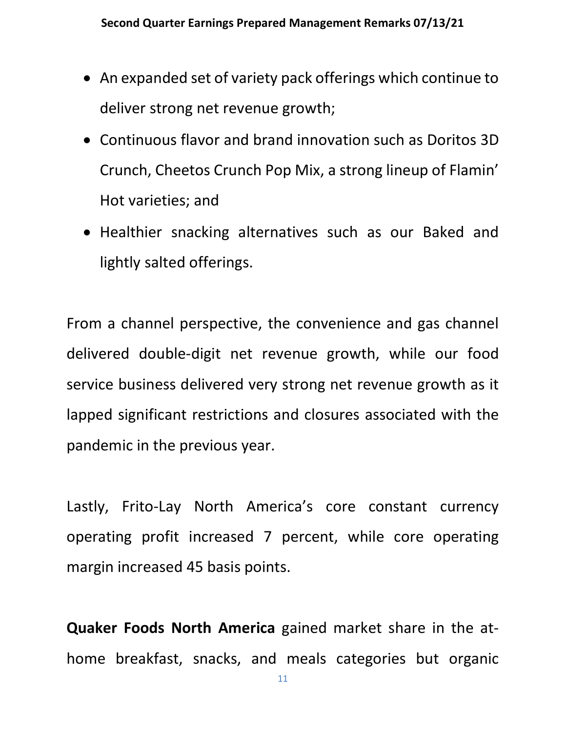- An expanded set of variety pack offerings which continue to deliver strong net revenue growth;
- Continuous flavor and brand innovation such as Doritos 3D Crunch, Cheetos Crunch Pop Mix, a strong lineup of Flamin' Hot varieties; and
- Healthier snacking alternatives such as our Baked and lightly salted offerings.

From a channel perspective, the convenience and gas channel delivered double-digit net revenue growth, while our food service business delivered very strong net revenue growth as it lapped significant restrictions and closures associated with the pandemic in the previous year.

Lastly, Frito-Lay North America's core constant currency operating profit increased 7 percent, while core operating margin increased 45 basis points.

**Quaker Foods North America** gained market share in the at-home breakfast, snacks, and meals categories but organic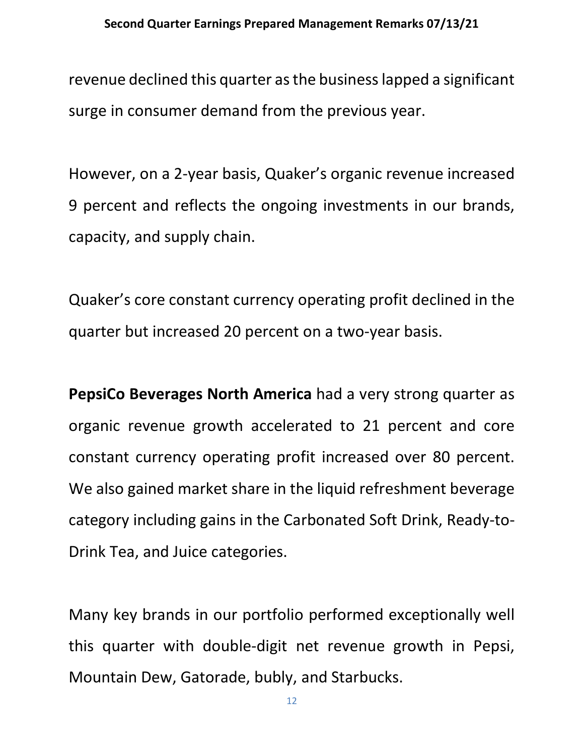revenue declined this quarter as the business lapped a significant surge in consumer demand from the previous year.

However, on a 2-year basis, Quaker's organic revenue increased 9 percent and reflects the ongoing investments in our brands, capacity, and supply chain.

Quaker's core constant currency operating profit declined in the quarter but increased 20 percent on a two-year basis.

**PepsiCo Beverages North America** had a very strong quarter as organic revenue growth accelerated to 21 percent and core constant currency operating profit increased over 80 percent. We also gained market share in the liquid refreshment beverage category including gains in the Carbonated Soft Drink, Ready-to-Drink Tea, and Juice categories.

Many key brands in our portfolio performed exceptionally well this quarter with double-digit net revenue growth in Pepsi, Mountain Dew, Gatorade, bubly, and Starbucks.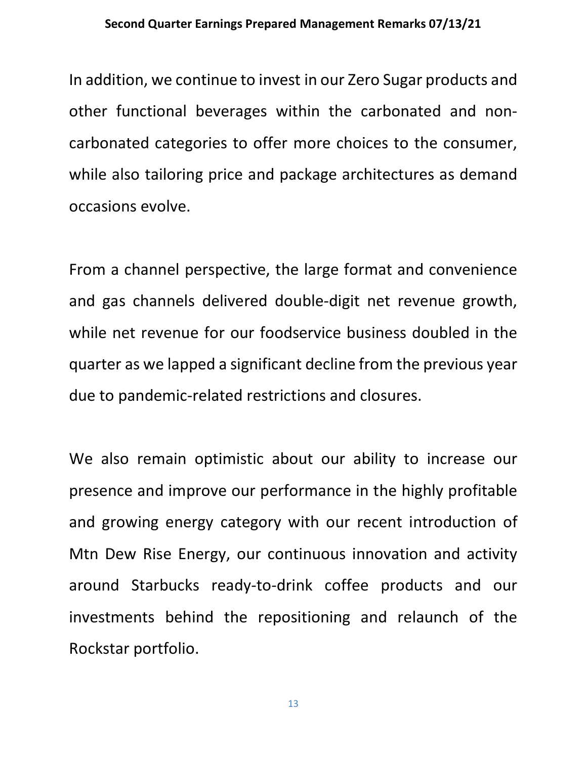In addition, we continue to invest in our Zero Sugar products and other functional beverages within the carbonated and non-carbonated categories to offer more choices to the consumer, while also tailoring price and package architectures as demand occasions evolve.

From a channel perspective, the large format and convenience and gas channels delivered double-digit net revenue growth, while net revenue for our foodservice business doubled in the quarter as we lapped a significant decline from the previous year due to pandemic-related restrictions and closures.

We also remain optimistic about our ability to increase our presence and improve our performance in the highly profitable and growing energy category with our recent introduction of Mtn Dew Rise Energy, our continuous innovation and activity around Starbucks ready-to-drink coffee products and our investments behind the repositioning and relaunch of the Rockstar portfolio.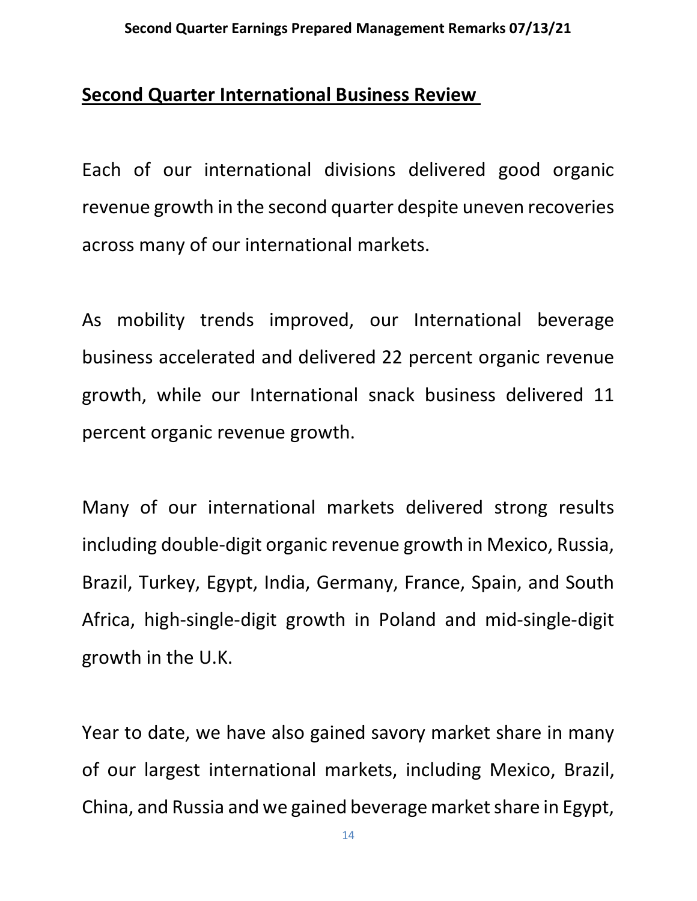## Second Quarter International Business Review

Each of our international divisions delivered good organic revenue growth in the second quarter despite uneven recoveries across many of our international markets.

As mobility trends improved, our International beverage business accelerated and delivered 22 percent organic revenue growth, while our International snack business delivered 11 percent organic revenue growth.

Many of our international markets delivered strong results including double-digit organic revenue growth in Mexico, Russia, Brazil, Turkey, Egypt, India, Germany, France, Spain, and South Africa, high-single-digit growth in Poland and mid-single-digit growth in the U.K.

Year to date, we have also gained savory market share in many of our largest international markets, including Mexico, Brazil, China, and Russia and we gained beverage market share in Egypt,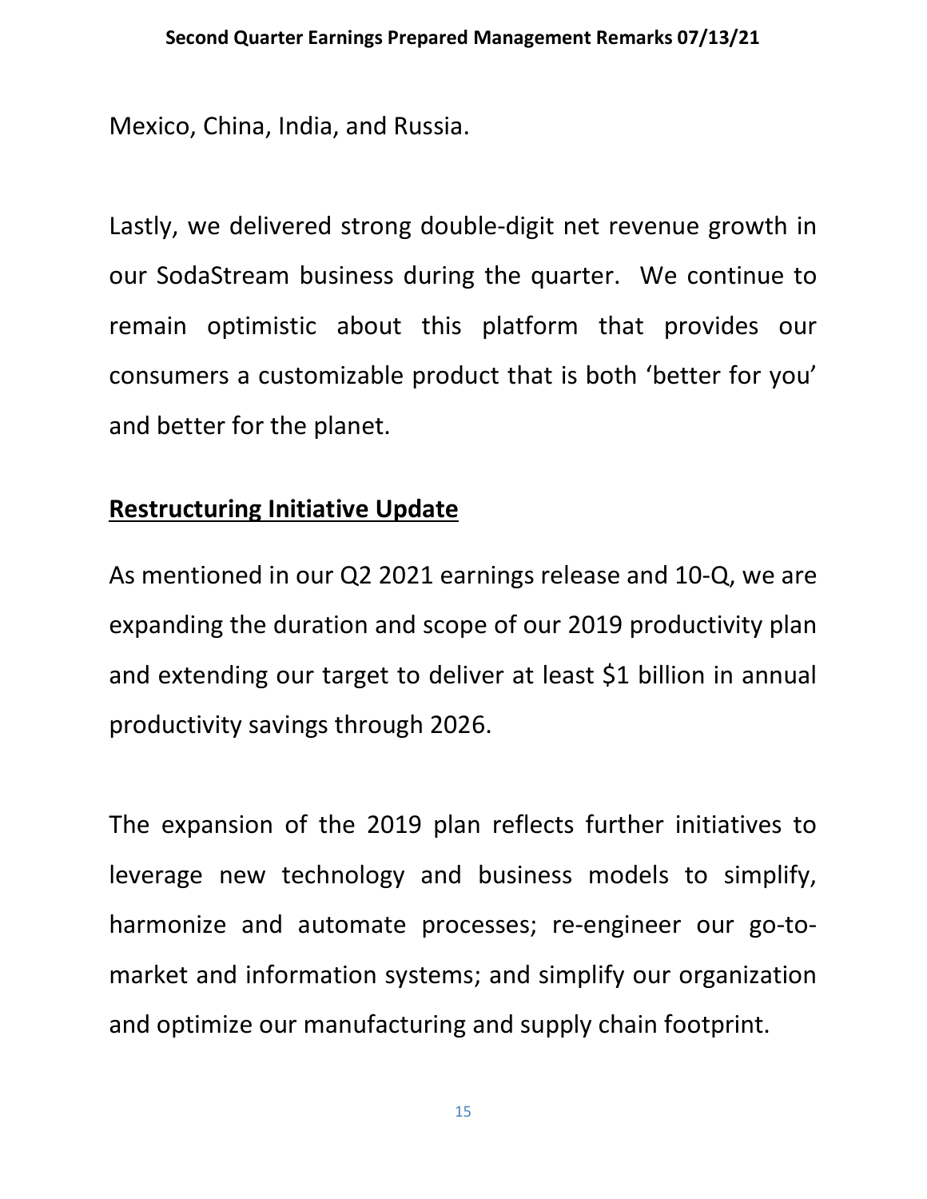Mexico, China, India, and Russia.

Lastly, we delivered strong double-digit net revenue growth in our SodaStream business during the quarter. We continue to remain optimistic about this platform that provides our consumers a customizable product that is both 'better for you' and better for the planet.

**Restructuring Initiative Update**

As mentioned in our Q2 2021 earnings release and 10-Q, we are expanding the duration and scope of our 2019 productivity plan and extending our target to deliver at least $1 billion in annual productivity savings through 2026.

The expansion of the 2019 plan reflects further initiatives to leverage new technology and business models to simplify, harmonize and automate processes; re-engineer our go-to-market and information systems; and simplify our organization and optimize our manufacturing and supply chain footprint.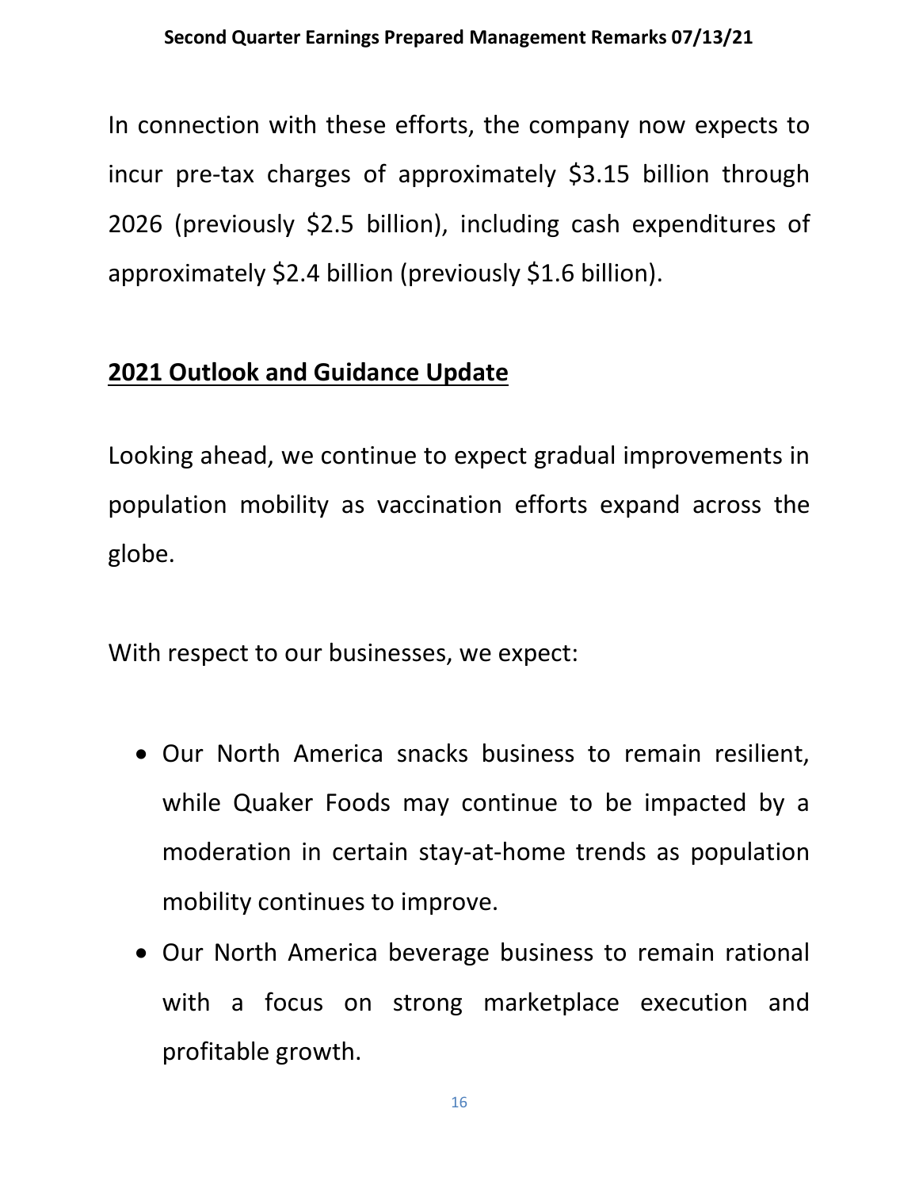In connection with these efforts, the company now expects to incur pre-tax charges of approximately $3.15 billion through 2026 (previously $2.5 billion), including cash expenditures of approximately $2.4 billion (previously $1.6 billion).

## 2021 Outlook and Guidance Update

Looking ahead, we continue to expect gradual improvements in population mobility as vaccination efforts expand across the globe.

With respect to our businesses, we expect:

- Our North America snacks business to remain resilient, while Quaker Foods may continue to be impacted by a moderation in certain stay-at-home trends as population mobility continues to improve.
- Our North America beverage business to remain rational with a focus on strong marketplace execution and profitable growth.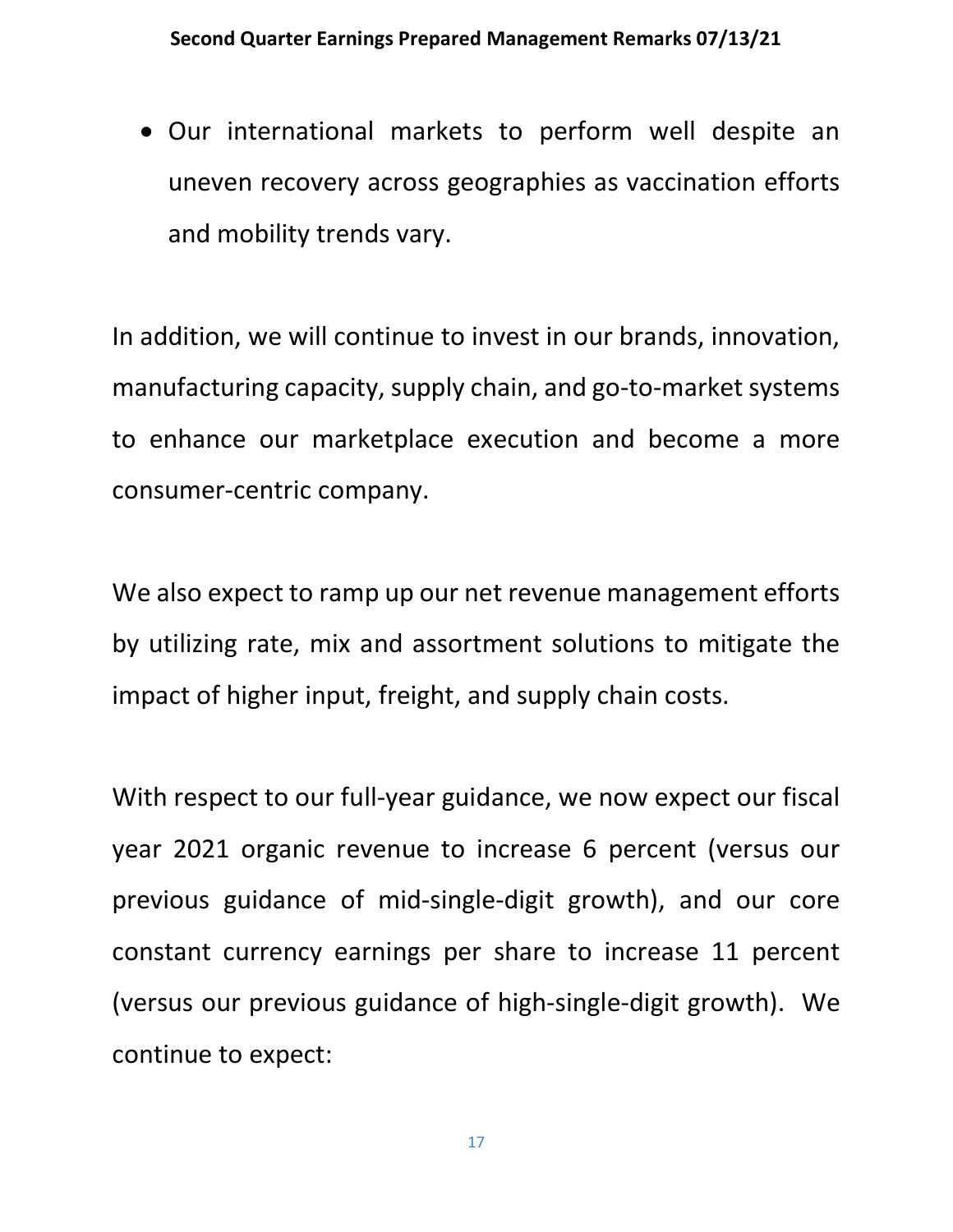- Our international markets to perform well despite an uneven recovery across geographies as vaccination efforts and mobility trends vary.

In addition, we will continue to invest in our brands, innovation, manufacturing capacity, supply chain, and go-to-market systems to enhance our marketplace execution and become a more consumer-centric company.

We also expect to ramp up our net revenue management efforts by utilizing rate, mix and assortment solutions to mitigate the impact of higher input, freight, and supply chain costs.

With respect to our full-year guidance, we now expect our fiscal year 2021 organic revenue to increase 6 percent (versus our previous guidance of mid-single-digit growth), and our core constant currency earnings per share to increase 11 percent (versus our previous guidance of high-single-digit growth). We continue to expect: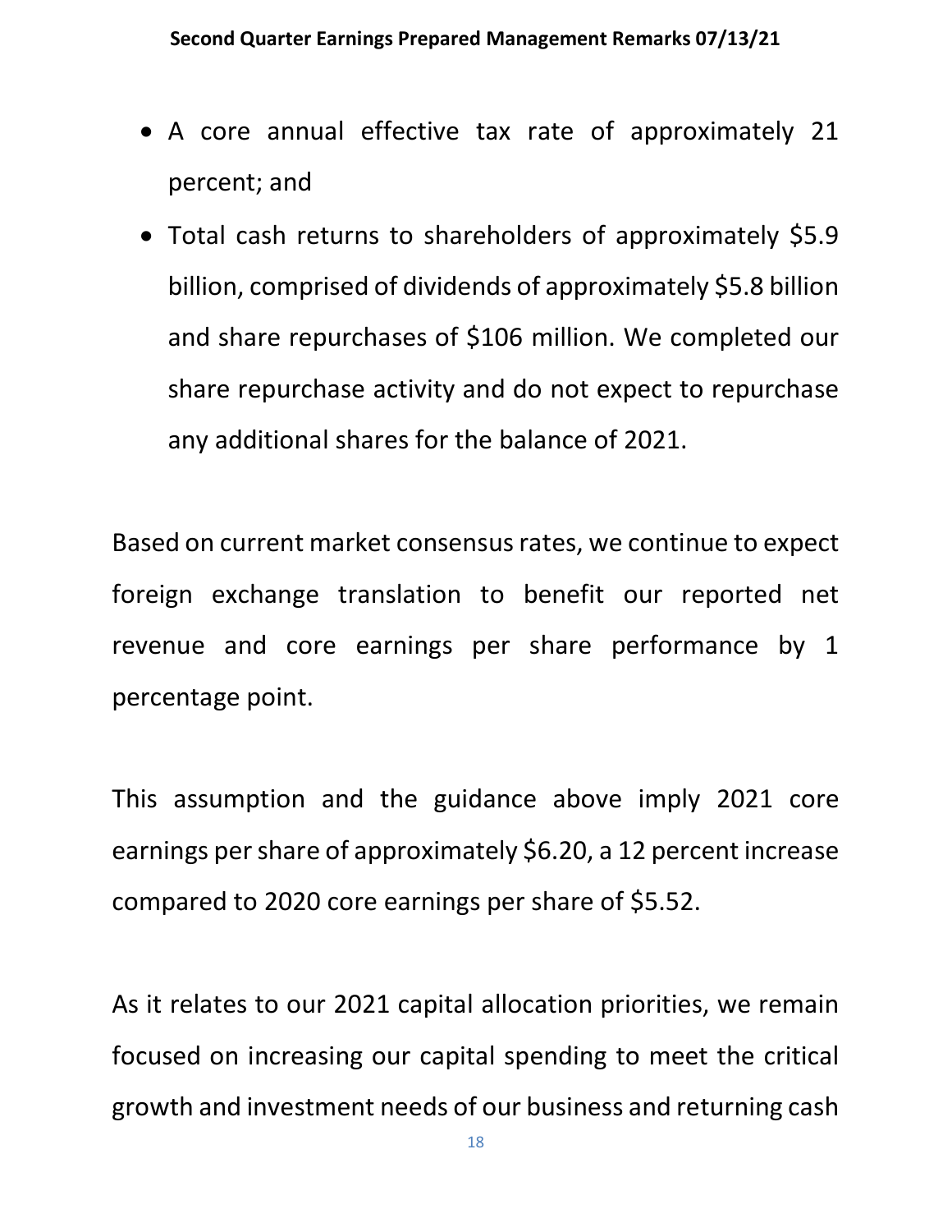- A core annual effective tax rate of approximately 21 percent; and
- Total cash returns to shareholders of approximately $5.9 billion, comprised of dividends of approximately $5.8 billion and share repurchases of $106 million. We completed our share repurchase activity and do not expect to repurchase any additional shares for the balance of 2021.

Based on current market consensus rates, we continue to expect foreign exchange translation to benefit our reported net revenue and core earnings per share performance by 1 percentage point.

This assumption and the guidance above imply 2021 core earnings per share of approximately $6.20, a 12 percent increase compared to 2020 core earnings per share of $5.52.

As it relates to our 2021 capital allocation priorities, we remain focused on increasing our capital spending to meet the critical growth and investment needs of our business and returning cash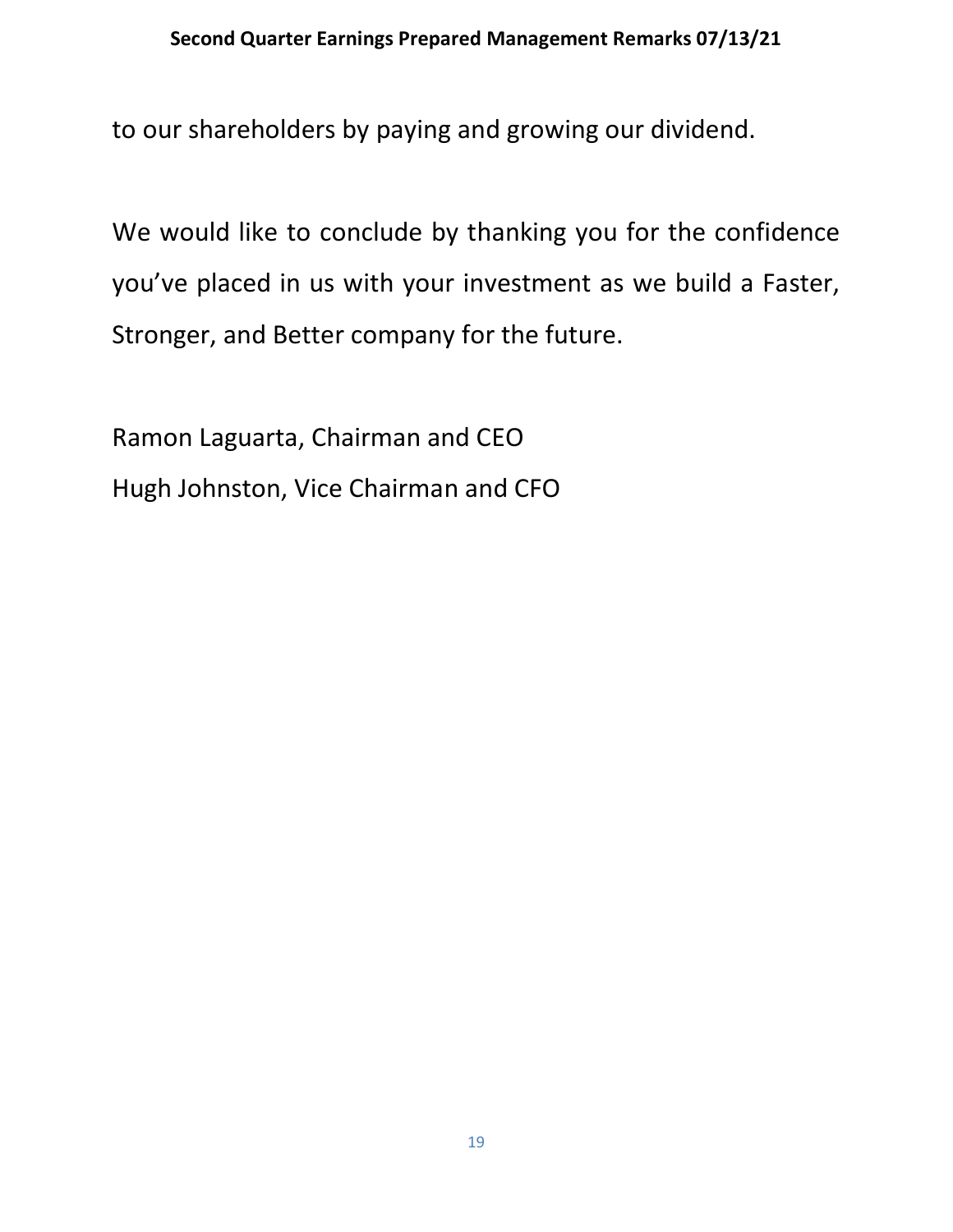to our shareholders by paying and growing our dividend.

We would like to conclude by thanking you for the confidence you've placed in us with your investment as we build a Faster, Stronger, and Better company for the future.

Ramon Laguarta, Chairman and CEO
Hugh Johnston, Vice Chairman and CFO